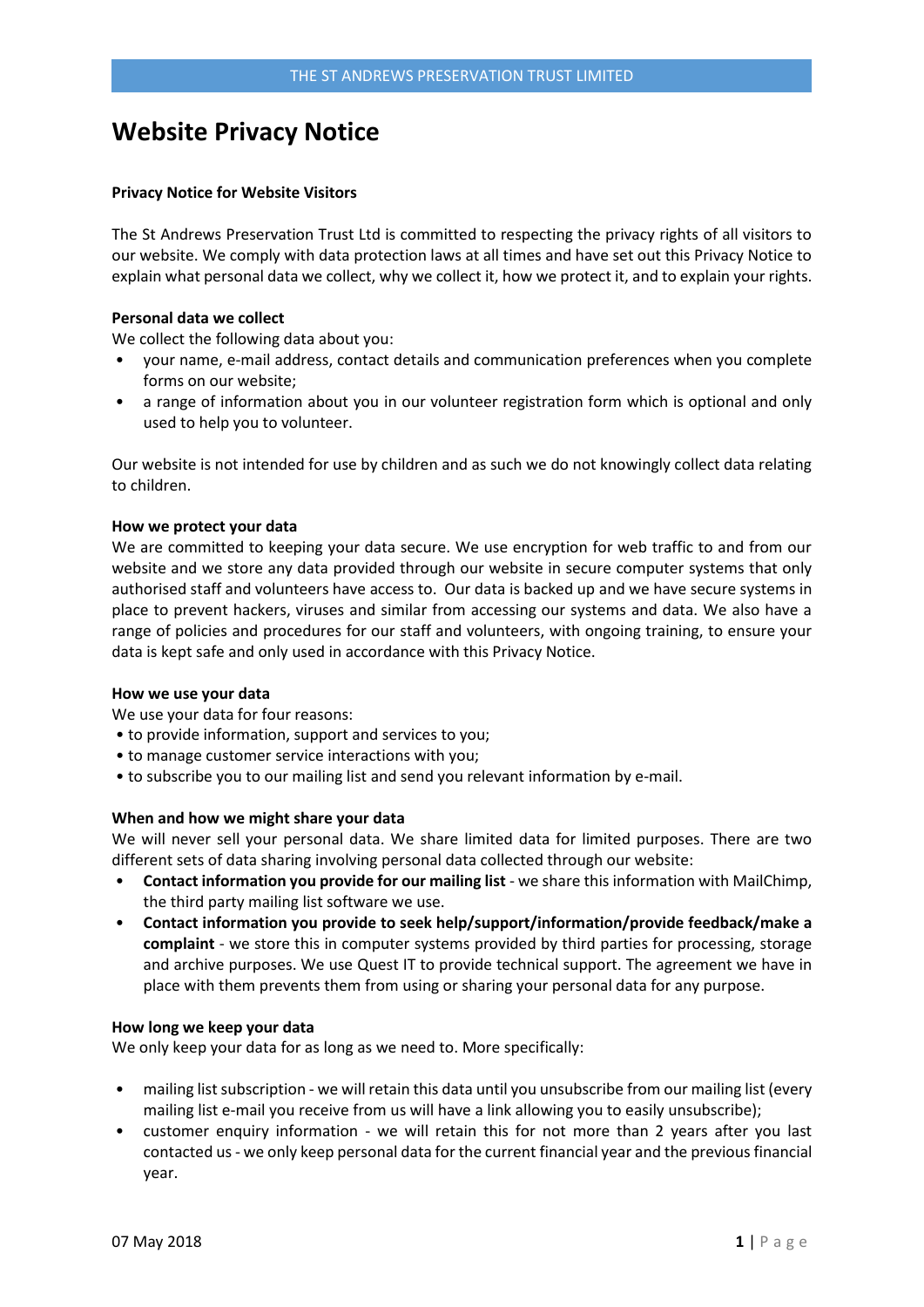# Website Privacy Notice

**Privacy Notice for Website Visitors**

The St Andrews Preservation Trust Ltd is committed to respecting the privacy rights of all visitors to our website. We comply with data protection laws at all times and have set out this Privacy Notice to explain what personal data we collect, why we collect it, how we protect it, and to explain your rights.

**Personal data we collect**

We collect the following data about you:

- your name, e-mail address, contact details and communication preferences when you complete forms on our website;
- a range of information about you in our volunteer registration form which is optional and only used to help you to volunteer.

Our website is not intended for use by children and as such we do not knowingly collect data relating to children.

**How we protect your data**

We are committed to keeping your data secure. We use encryption for web traffic to and from our website and we store any data provided through our website in secure computer systems that only authorised staff and volunteers have access to. Our data is backed up and we have secure systems in place to prevent hackers, viruses and similar from accessing our systems and data. We also have a range of policies and procedures for our staff and volunteers, with ongoing training, to ensure your data is kept safe and only used in accordance with this Privacy Notice.

**How we use your data**

We use your data for four reasons:

- to provide information, support and services to you;
- to manage customer service interactions with you;
- to subscribe you to our mailing list and send you relevant information by e-mail.

**When and how we might share your data**

We will never sell your personal data. We share limited data for limited purposes. There are two different sets of data sharing involving personal data collected through our website:

- **Contact information you provide for our mailing list** - we share this information with MailChimp, the third party mailing list software we use.
- **Contact information you provide to seek help/support/information/provide feedback/make a complaint** - we store this in computer systems provided by third parties for processing, storage and archive purposes. We use Quest IT to provide technical support. The agreement we have in place with them prevents them from using or sharing your personal data for any purpose.

**How long we keep your data**

We only keep your data for as long as we need to. More specifically:

- mailing list subscription - we will retain this data until you unsubscribe from our mailing list (every mailing list e-mail you receive from us will have a link allowing you to easily unsubscribe);
- customer enquiry information - we will retain this for not more than 2 years after you last contacted us - we only keep personal data for the current financial year and the previous financial year.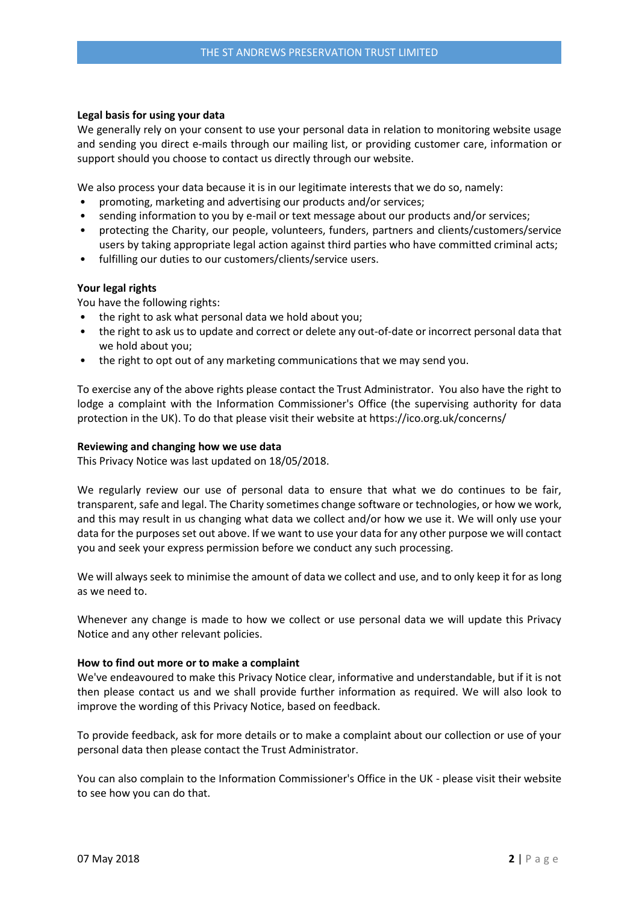**Legal basis for using your data**

We generally rely on your consent to use your personal data in relation to monitoring website usage and sending you direct e-mails through our mailing list, or providing customer care, information or support should you choose to contact us directly through our website.

We also process your data because it is in our legitimate interests that we do so, namely:

- promoting, marketing and advertising our products and/or services;
- sending information to you by e-mail or text message about our products and/or services;
- protecting the Charity, our people, volunteers, funders, partners and clients/customers/service users by taking appropriate legal action against third parties who have committed criminal acts;
- fulfilling our duties to our customers/clients/service users.

**Your legal rights**

You have the following rights:

- the right to ask what personal data we hold about you;
- the right to ask us to update and correct or delete any out-of-date or incorrect personal data that we hold about you;
- the right to opt out of any marketing communications that we may send you.

To exercise any of the above rights please contact the Trust Administrator. You also have the right to lodge a complaint with the Information Commissioner's Office (the supervising authority for data protection in the UK). To do that please visit their website at https://ico.org.uk/concerns/

**Reviewing and changing how we use data**

This Privacy Notice was last updated on 18/05/2018.

We regularly review our use of personal data to ensure that what we do continues to be fair, transparent, safe and legal. The Charity sometimes change software or technologies, or how we work, and this may result in us changing what data we collect and/or how we use it. We will only use your data for the purposes set out above. If we want to use your data for any other purpose we will contact you and seek your express permission before we conduct any such processing.

We will always seek to minimise the amount of data we collect and use, and to only keep it for as long as we need to.

Whenever any change is made to how we collect or use personal data we will update this Privacy Notice and any other relevant policies.

**How to find out more or to make a complaint**

We've endeavoured to make this Privacy Notice clear, informative and understandable, but if it is not then please contact us and we shall provide further information as required. We will also look to improve the wording of this Privacy Notice, based on feedback.

To provide feedback, ask for more details or to make a complaint about our collection or use of your personal data then please contact the Trust Administrator.

You can also complain to the Information Commissioner's Office in the UK - please visit their website to see how you can do that.